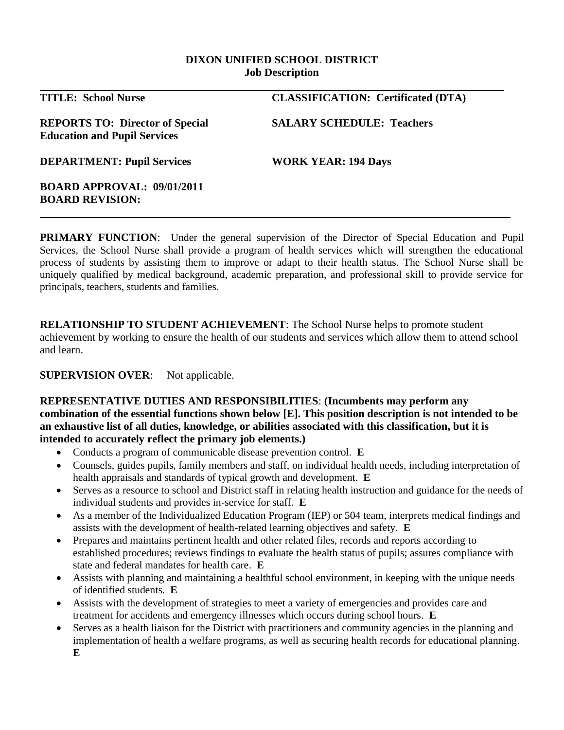**DIXON UNIFIED SCHOOL DISTRICT**
**Job Description**

**TITLE: School Nurse**

**CLASSIFICATION: Certificated (DTA)**

**REPORTS TO: Director of Special Education and Pupil Services**

**SALARY SCHEDULE: Teachers**

**DEPARTMENT: Pupil Services**

**WORK YEAR: 194 Days**

**BOARD APPROVAL: 09/01/2011**
**BOARD REVISION:**

---

**PRIMARY FUNCTION**: Under the general supervision of the Director of Special Education and Pupil Services, the School Nurse shall provide a program of health services which will strengthen the educational process of students by assisting them to improve or adapt to their health status. The School Nurse shall be uniquely qualified by medical background, academic preparation, and professional skill to provide service for principals, teachers, students and families.

**RELATIONSHIP TO STUDENT ACHIEVEMENT**: The School Nurse helps to promote student achievement by working to ensure the health of our students and services which allow them to attend school and learn.

**SUPERVISION OVER**: Not applicable.

**REPRESENTATIVE DUTIES AND RESPONSIBILITIES**: **(Incumbents may perform any combination of the essential functions shown below [E]. This position description is not intended to be an exhaustive list of all duties, knowledge, or abilities associated with this classification, but it is intended to accurately reflect the primary job elements.)**

- Conducts a program of communicable disease prevention control. **E**
- Counsels, guides pupils, family members and staff, on individual health needs, including interpretation of health appraisals and standards of typical growth and development. **E**
- Serves as a resource to school and District staff in relating health instruction and guidance for the needs of individual students and provides in-service for staff. **E**
- As a member of the Individualized Education Program (IEP) or 504 team, interprets medical findings and assists with the development of health-related learning objectives and safety. **E**
- Prepares and maintains pertinent health and other related files, records and reports according to established procedures; reviews findings to evaluate the health status of pupils; assures compliance with state and federal mandates for health care. **E**
- Assists with planning and maintaining a healthful school environment, in keeping with the unique needs of identified students. **E**
- Assists with the development of strategies to meet a variety of emergencies and provides care and treatment for accidents and emergency illnesses which occurs during school hours. **E**
- Serves as a health liaison for the District with practitioners and community agencies in the planning and implementation of health a welfare programs, as well as securing health records for educational planning. **E**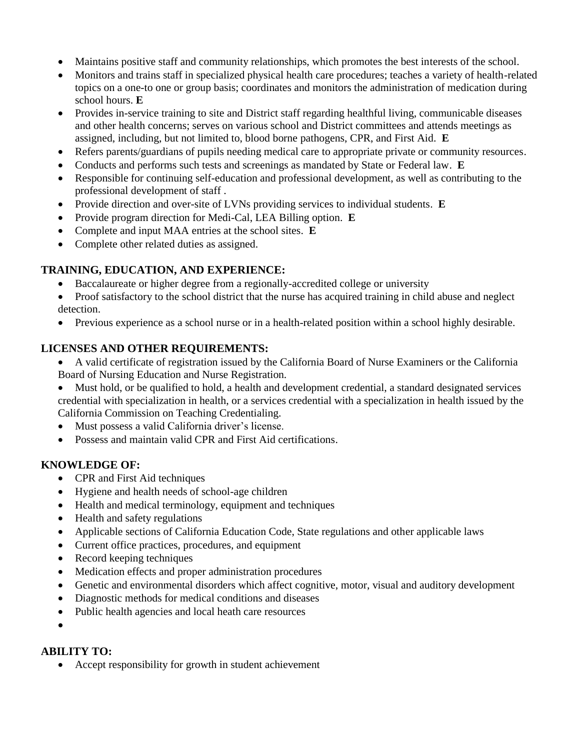- Maintains positive staff and community relationships, which promotes the best interests of the school.
- Monitors and trains staff in specialized physical health care procedures; teaches a variety of health-related topics on a one-to one or group basis; coordinates and monitors the administration of medication during school hours. **E**
- Provides in-service training to site and District staff regarding healthful living, communicable diseases and other health concerns; serves on various school and District committees and attends meetings as assigned, including, but not limited to, blood borne pathogens, CPR, and First Aid. **E**
- Refers parents/guardians of pupils needing medical care to appropriate private or community resources.
- Conducts and performs such tests and screenings as mandated by State or Federal law. **E**
- Responsible for continuing self-education and professional development, as well as contributing to the professional development of staff .
- Provide direction and over-site of LVNs providing services to individual students. **E**
- Provide program direction for Medi-Cal, LEA Billing option. **E**
- Complete and input MAA entries at the school sites. **E**
- Complete other related duties as assigned.

## TRAINING, EDUCATION, AND EXPERIENCE:

- Baccalaureate or higher degree from a regionally-accredited college or university
- Proof satisfactory to the school district that the nurse has acquired training in child abuse and neglect detection.
- Previous experience as a school nurse or in a health-related position within a school highly desirable.

## LICENSES AND OTHER REQUIREMENTS:

- A valid certificate of registration issued by the California Board of Nurse Examiners or the California Board of Nursing Education and Nurse Registration.
- Must hold, or be qualified to hold, a health and development credential, a standard designated services credential with specialization in health, or a services credential with a specialization in health issued by the California Commission on Teaching Credentialing.
- Must possess a valid California driver's license.
- Possess and maintain valid CPR and First Aid certifications.

## KNOWLEDGE OF:

- CPR and First Aid techniques
- Hygiene and health needs of school-age children
- Health and medical terminology, equipment and techniques
- Health and safety regulations
- Applicable sections of California Education Code, State regulations and other applicable laws
- Current office practices, procedures, and equipment
- Record keeping techniques
- Medication effects and proper administration procedures
- Genetic and environmental disorders which affect cognitive, motor, visual and auditory development
- Diagnostic methods for medical conditions and diseases
- Public health agencies and local heath care resources

## ABILITY TO:

- Accept responsibility for growth in student achievement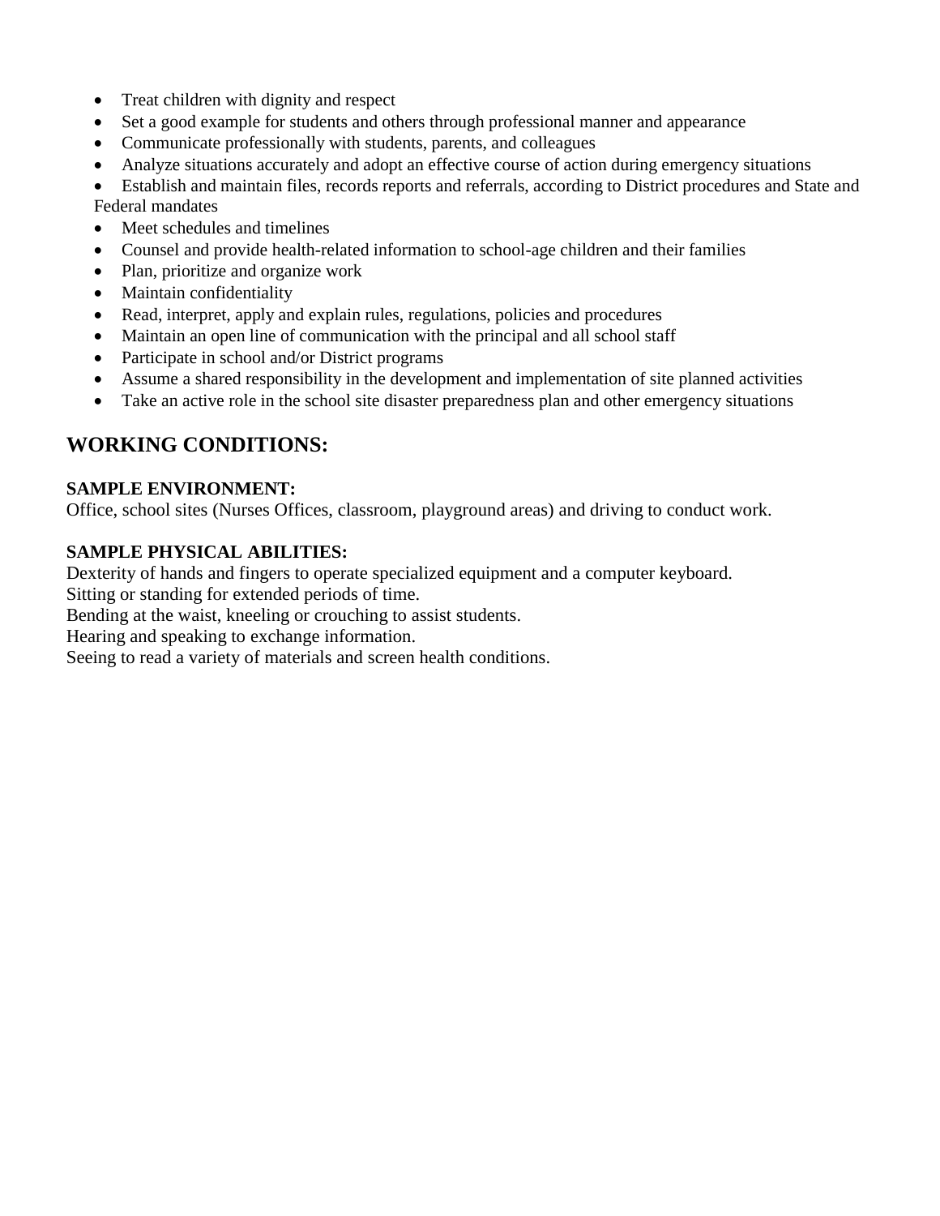- Treat children with dignity and respect
- Set a good example for students and others through professional manner and appearance
- Communicate professionally with students, parents, and colleagues
- Analyze situations accurately and adopt an effective course of action during emergency situations
- Establish and maintain files, records reports and referrals, according to District procedures and State and Federal mandates
- Meet schedules and timelines
- Counsel and provide health-related information to school-age children and their families
- Plan, prioritize and organize work
- Maintain confidentiality
- Read, interpret, apply and explain rules, regulations, policies and procedures
- Maintain an open line of communication with the principal and all school staff
- Participate in school and/or District programs
- Assume a shared responsibility in the development and implementation of site planned activities
- Take an active role in the school site disaster preparedness plan and other emergency situations

## WORKING CONDITIONS:

**SAMPLE ENVIRONMENT:**
Office, school sites (Nurses Offices, classroom, playground areas) and driving to conduct work.

**SAMPLE PHYSICAL ABILITIES:**
Dexterity of hands and fingers to operate specialized equipment and a computer keyboard.
Sitting or standing for extended periods of time.
Bending at the waist, kneeling or crouching to assist students.
Hearing and speaking to exchange information.
Seeing to read a variety of materials and screen health conditions.